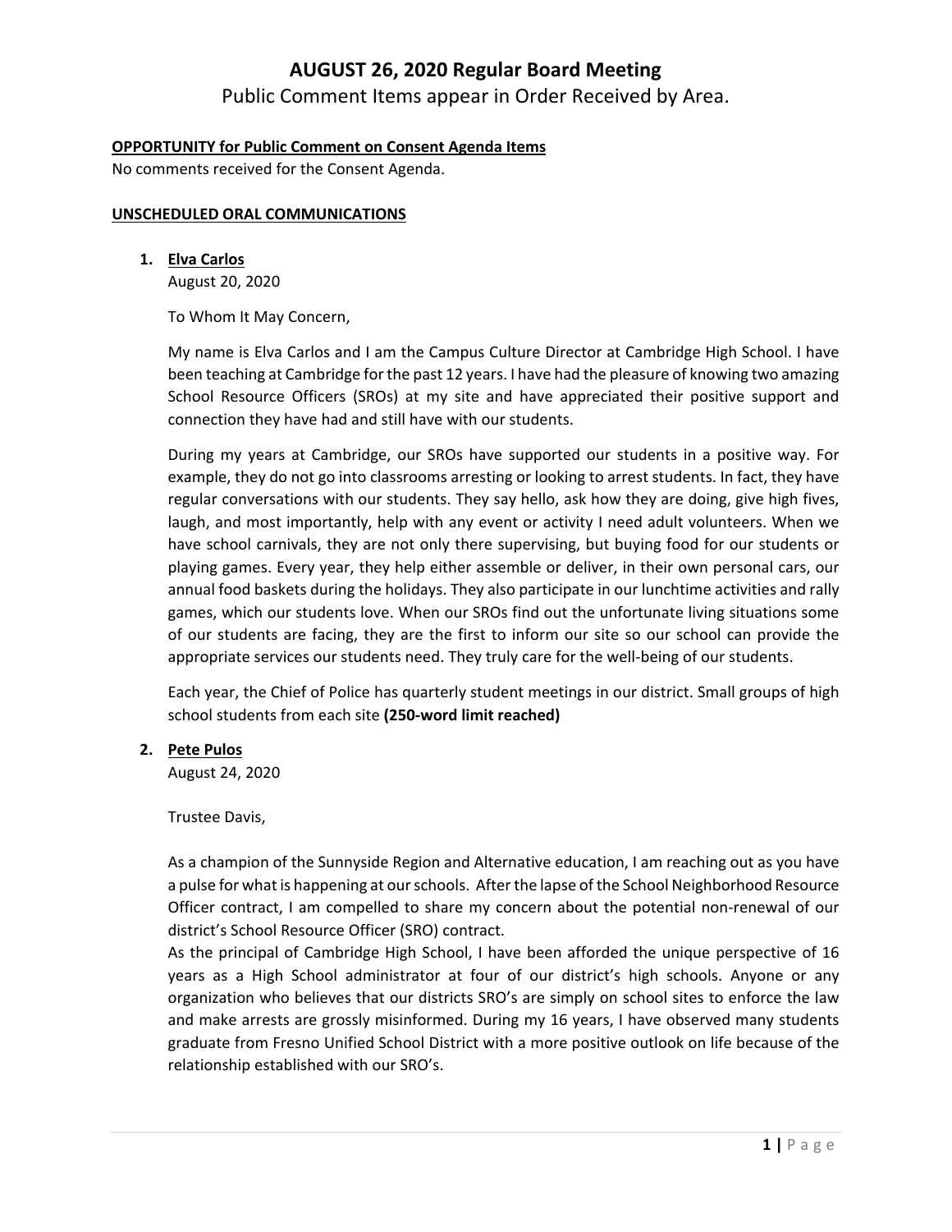# AUGUST 26, 2020 Regular Board Meeting

Public Comment Items appear in Order Received by Area.

**OPPORTUNITY for Public Comment on Consent Agenda Items**

No comments received for the Consent Agenda.

**UNSCHEDULED ORAL COMMUNICATIONS**

1. **Elva Carlos**

   August 20, 2020

   To Whom It May Concern,

   My name is Elva Carlos and I am the Campus Culture Director at Cambridge High School. I have been teaching at Cambridge for the past 12 years. I have had the pleasure of knowing two amazing School Resource Officers (SROs) at my site and have appreciated their positive support and connection they have had and still have with our students.

   During my years at Cambridge, our SROs have supported our students in a positive way. For example, they do not go into classrooms arresting or looking to arrest students. In fact, they have regular conversations with our students. They say hello, ask how they are doing, give high fives, laugh, and most importantly, help with any event or activity I need adult volunteers. When we have school carnivals, they are not only there supervising, but buying food for our students or playing games. Every year, they help either assemble or deliver, in their own personal cars, our annual food baskets during the holidays. They also participate in our lunchtime activities and rally games, which our students love. When our SROs find out the unfortunate living situations some of our students are facing, they are the first to inform our site so our school can provide the appropriate services our students need. They truly care for the well-being of our students.

   Each year, the Chief of Police has quarterly student meetings in our district. Small groups of high school students from each site **(250-word limit reached)**

2. **Pete Pulos**

   August 24, 2020

   Trustee Davis,

   As a champion of the Sunnyside Region and Alternative education, I am reaching out as you have a pulse for what is happening at our schools. After the lapse of the School Neighborhood Resource Officer contract, I am compelled to share my concern about the potential non-renewal of our district's School Resource Officer (SRO) contract.

   As the principal of Cambridge High School, I have been afforded the unique perspective of 16 years as a High School administrator at four of our district's high schools. Anyone or any organization who believes that our districts SRO's are simply on school sites to enforce the law and make arrests are grossly misinformed. During my 16 years, I have observed many students graduate from Fresno Unified School District with a more positive outlook on life because of the relationship established with our SRO's.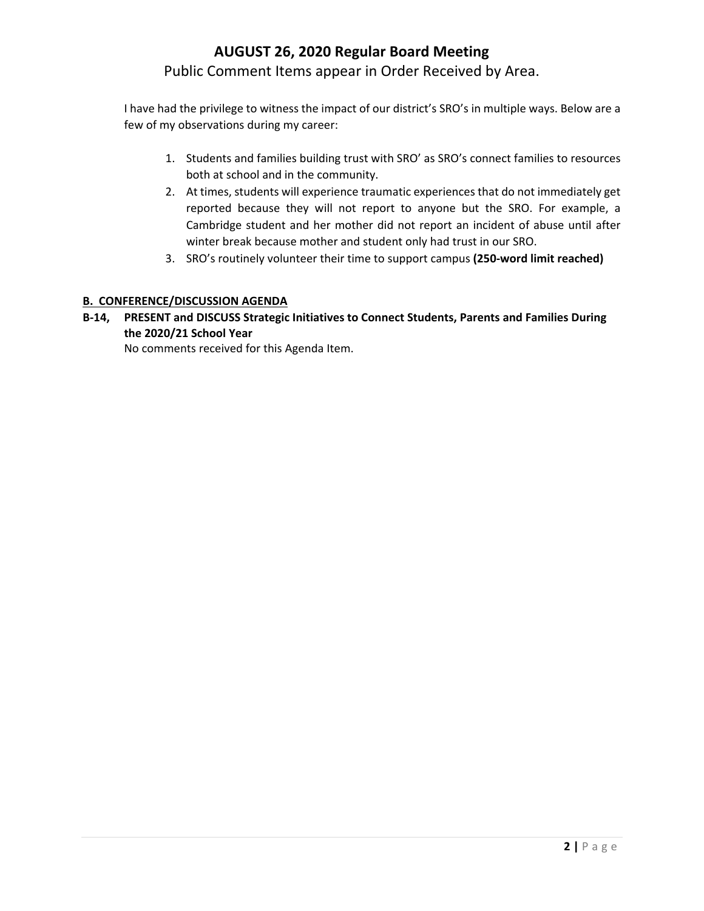I have had the privilege to witness the impact of our district's SRO's in multiple ways. Below are a few of my observations during my career:

1. Students and families building trust with SRO' as SRO's connect families to resources both at school and in the community.
2. At times, students will experience traumatic experiences that do not immediately get reported because they will not report to anyone but the SRO. For example, a Cambridge student and her mother did not report an incident of abuse until after winter break because mother and student only had trust in our SRO.
3. SRO's routinely volunteer their time to support campus **(250-word limit reached)**

## B. CONFERENCE/DISCUSSION AGENDA

**B-14, PRESENT and DISCUSS Strategic Initiatives to Connect Students, Parents and Families During the 2020/21 School Year**

No comments received for this Agenda Item.